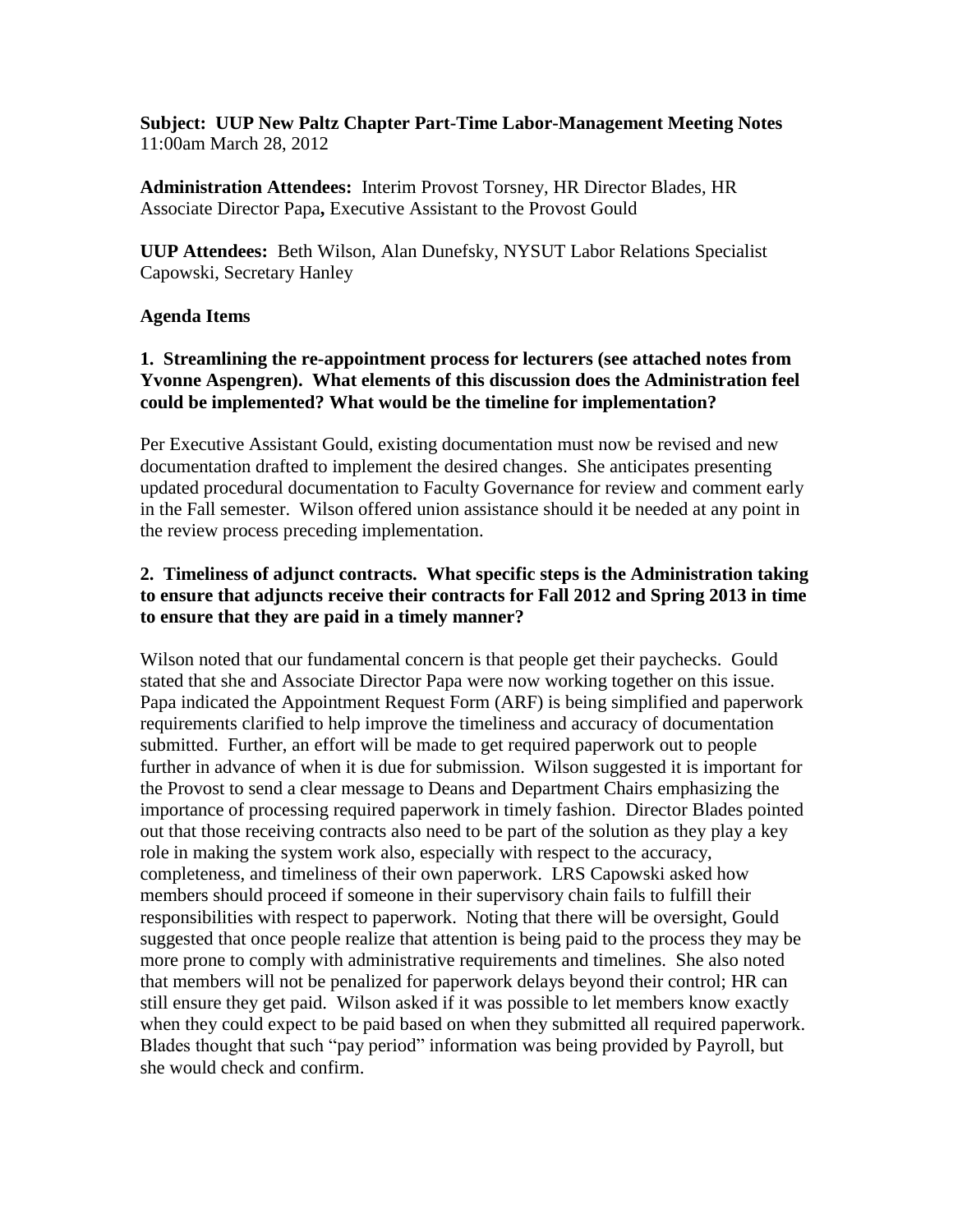**Subject: UUP New Paltz Chapter Part-Time Labor-Management Meeting Notes**
11:00am March 28, 2012

**Administration Attendees:** Interim Provost Torsney, HR Director Blades, HR Associate Director Papa**,** Executive Assistant to the Provost Gould

**UUP Attendees:** Beth Wilson, Alan Dunefsky, NYSUT Labor Relations Specialist Capowski, Secretary Hanley

**Agenda Items**

**1. Streamlining the re-appointment process for lecturers (see attached notes from Yvonne Aspengren). What elements of this discussion does the Administration feel could be implemented? What would be the timeline for implementation?**

Per Executive Assistant Gould, existing documentation must now be revised and new documentation drafted to implement the desired changes. She anticipates presenting updated procedural documentation to Faculty Governance for review and comment early in the Fall semester. Wilson offered union assistance should it be needed at any point in the review process preceding implementation.

**2. Timeliness of adjunct contracts. What specific steps is the Administration taking to ensure that adjuncts receive their contracts for Fall 2012 and Spring 2013 in time to ensure that they are paid in a timely manner?**

Wilson noted that our fundamental concern is that people get their paychecks. Gould stated that she and Associate Director Papa were now working together on this issue. Papa indicated the Appointment Request Form (ARF) is being simplified and paperwork requirements clarified to help improve the timeliness and accuracy of documentation submitted. Further, an effort will be made to get required paperwork out to people further in advance of when it is due for submission. Wilson suggested it is important for the Provost to send a clear message to Deans and Department Chairs emphasizing the importance of processing required paperwork in timely fashion. Director Blades pointed out that those receiving contracts also need to be part of the solution as they play a key role in making the system work also, especially with respect to the accuracy, completeness, and timeliness of their own paperwork. LRS Capowski asked how members should proceed if someone in their supervisory chain fails to fulfill their responsibilities with respect to paperwork. Noting that there will be oversight, Gould suggested that once people realize that attention is being paid to the process they may be more prone to comply with administrative requirements and timelines. She also noted that members will not be penalized for paperwork delays beyond their control; HR can still ensure they get paid. Wilson asked if it was possible to let members know exactly when they could expect to be paid based on when they submitted all required paperwork. Blades thought that such "pay period" information was being provided by Payroll, but she would check and confirm.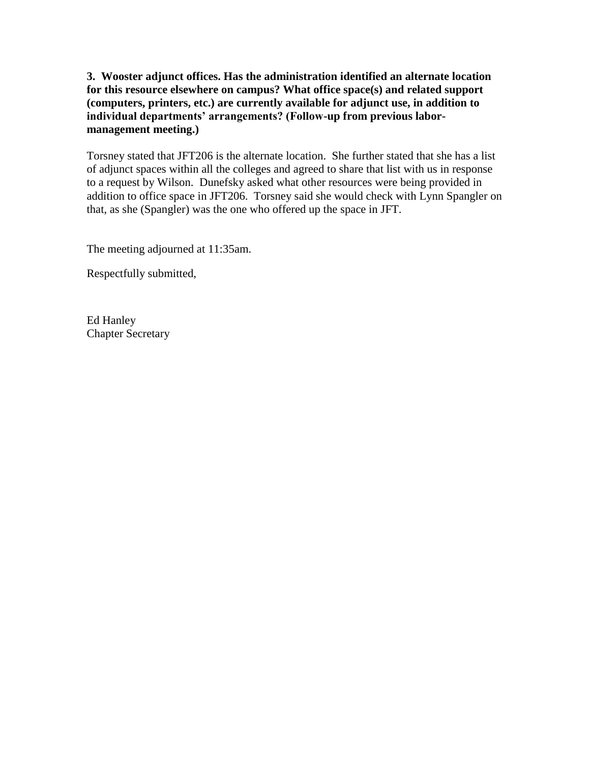**3. Wooster adjunct offices. Has the administration identified an alternate location for this resource elsewhere on campus? What office space(s) and related support (computers, printers, etc.) are currently available for adjunct use, in addition to individual departments' arrangements? (Follow-up from previous labor-management meeting.)**

Torsney stated that JFT206 is the alternate location. She further stated that she has a list of adjunct spaces within all the colleges and agreed to share that list with us in response to a request by Wilson. Dunefsky asked what other resources were being provided in addition to office space in JFT206. Torsney said she would check with Lynn Spangler on that, as she (Spangler) was the one who offered up the space in JFT.

The meeting adjourned at 11:35am.

Respectfully submitted,

Ed Hanley
Chapter Secretary